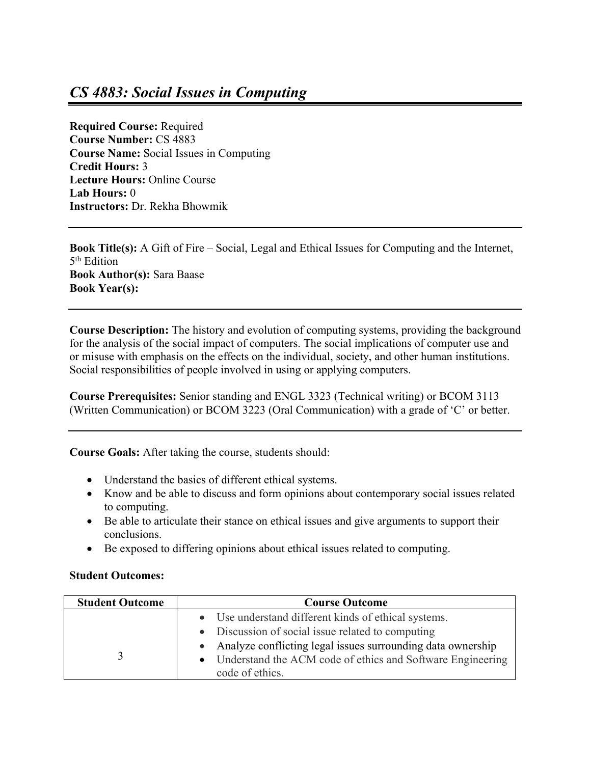# *CS 4883: Social Issues in Computing*

**Required Course:** Required
**Course Number:** CS 4883
**Course Name:** Social Issues in Computing
**Credit Hours:** 3
**Lecture Hours:** Online Course
**Lab Hours:** 0
**Instructors:** Dr. Rekha Bhowmik

---

**Book Title(s):** A Gift of Fire – Social, Legal and Ethical Issues for Computing and the Internet, 5th Edition
**Book Author(s):** Sara Baase
**Book Year(s):**

---

**Course Description:** The history and evolution of computing systems, providing the background for the analysis of the social impact of computers. The social implications of computer use and or misuse with emphasis on the effects on the individual, society, and other human institutions. Social responsibilities of people involved in using or applying computers.

**Course Prerequisites:** Senior standing and ENGL 3323 (Technical writing) or BCOM 3113 (Written Communication) or BCOM 3223 (Oral Communication) with a grade of 'C' or better.

---

**Course Goals:** After taking the course, students should:

- Understand the basics of different ethical systems.
- Know and be able to discuss and form opinions about contemporary social issues related to computing.
- Be able to articulate their stance on ethical issues and give arguments to support their conclusions.
- Be exposed to differing opinions about ethical issues related to computing.

**Student Outcomes:**

| Student Outcome | Course Outcome |
| --- | --- |
| 3 | • Use understand different kinds of ethical systems.<br>• Discussion of social issue related to computing<br>• Analyze conflicting legal issues surrounding data ownership<br>• Understand the ACM code of ethics and Software Engineering code of ethics. |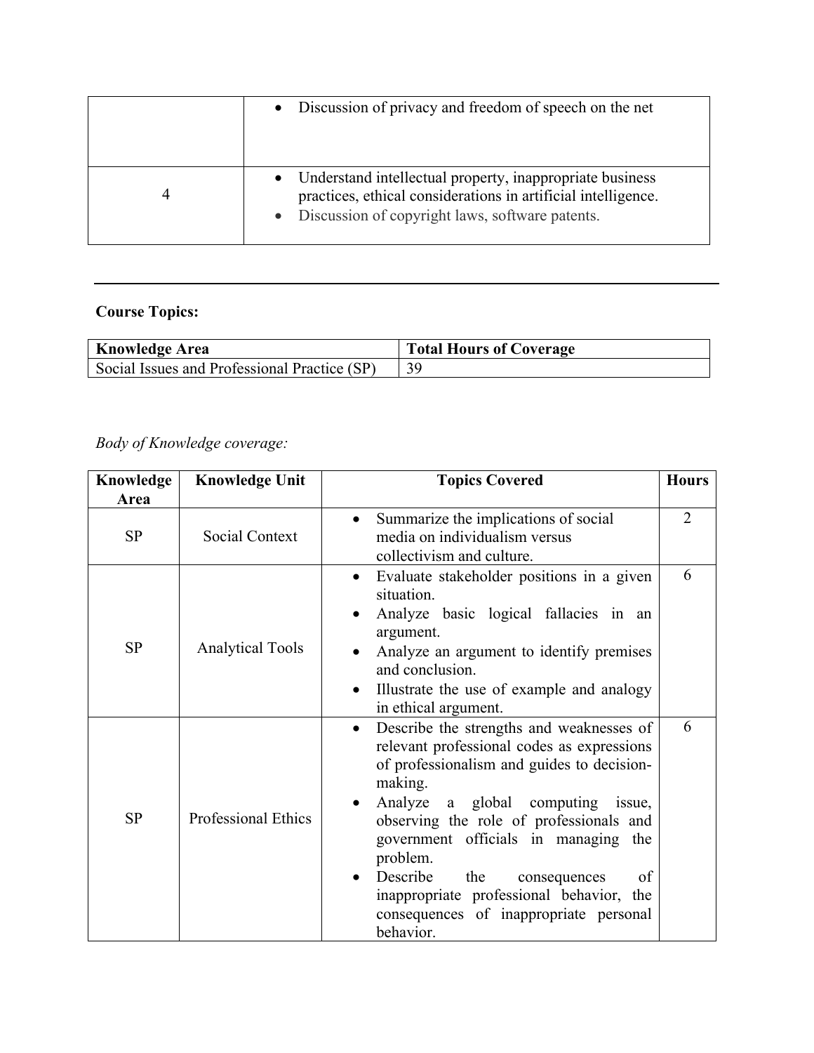|   | Discussion of privacy and freedom of speech on the net |
|---|---|
| 4 | Understand intellectual property, inappropriate business practices, ethical considerations in artificial intelligence.<br>Discussion of copyright laws, software patents. |

---

**Course Topics:**

| Knowledge Area | Total Hours of Coverage |
|---|---|
| Social Issues and Professional Practice (SP) | 39 |

*Body of Knowledge coverage:*

| Knowledge Area | Knowledge Unit | Topics Covered | Hours |
|---|---|---|---|
| SP | Social Context | • Summarize the implications of social media on individualism versus collectivism and culture. | 2 |
| SP | Analytical Tools | • Evaluate stakeholder positions in a given situation.<br>• Analyze basic logical fallacies in an argument.<br>• Analyze an argument to identify premises and conclusion.<br>• Illustrate the use of example and analogy in ethical argument. | 6 |
| SP | Professional Ethics | • Describe the strengths and weaknesses of relevant professional codes as expressions of professionalism and guides to decision-making.<br>• Analyze a global computing issue, observing the role of professionals and government officials in managing the problem.<br>• Describe the consequences of inappropriate professional behavior, the consequences of inappropriate personal behavior. | 6 |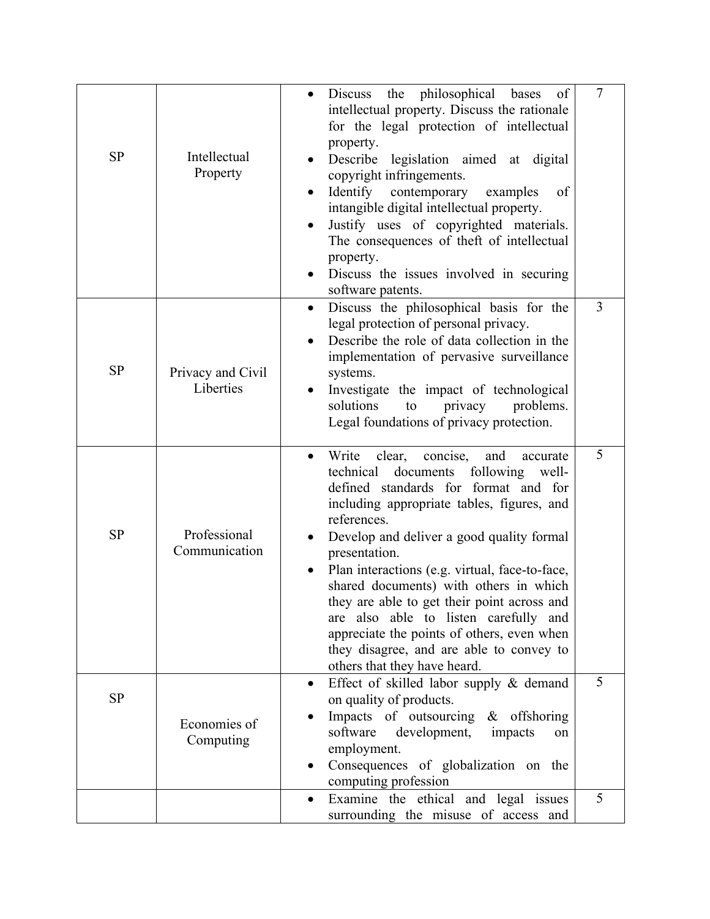| | | | |
|---|---|---|---|
| SP | Intellectual Property | • Discuss the philosophical bases of intellectual property. Discuss the rationale for the legal protection of intellectual property.<br>• Describe legislation aimed at digital copyright infringements.<br>• Identify contemporary examples of intangible digital intellectual property.<br>• Justify uses of copyrighted materials. The consequences of theft of intellectual property.<br>• Discuss the issues involved in securing software patents. | 7 |
| SP | Privacy and Civil Liberties | • Discuss the philosophical basis for the legal protection of personal privacy.<br>• Describe the role of data collection in the implementation of pervasive surveillance systems.<br>• Investigate the impact of technological solutions to privacy problems. Legal foundations of privacy protection. | 3 |
| SP | Professional Communication | • Write clear, concise, and accurate technical documents following well-defined standards for format and for including appropriate tables, figures, and references.<br>• Develop and deliver a good quality formal presentation.<br>• Plan interactions (e.g. virtual, face-to-face, shared documents) with others in which they are able to get their point across and are also able to listen carefully and appreciate the points of others, even when they disagree, and are able to convey to others that they have heard. | 5 |
| SP | Economies of Computing | • Effect of skilled labor supply & demand on quality of products.<br>• Impacts of outsourcing & offshoring software development, impacts on employment.<br>• Consequences of globalization on the computing profession | 5 |
| | | • Examine the ethical and legal issues surrounding the misuse of access and | 5 |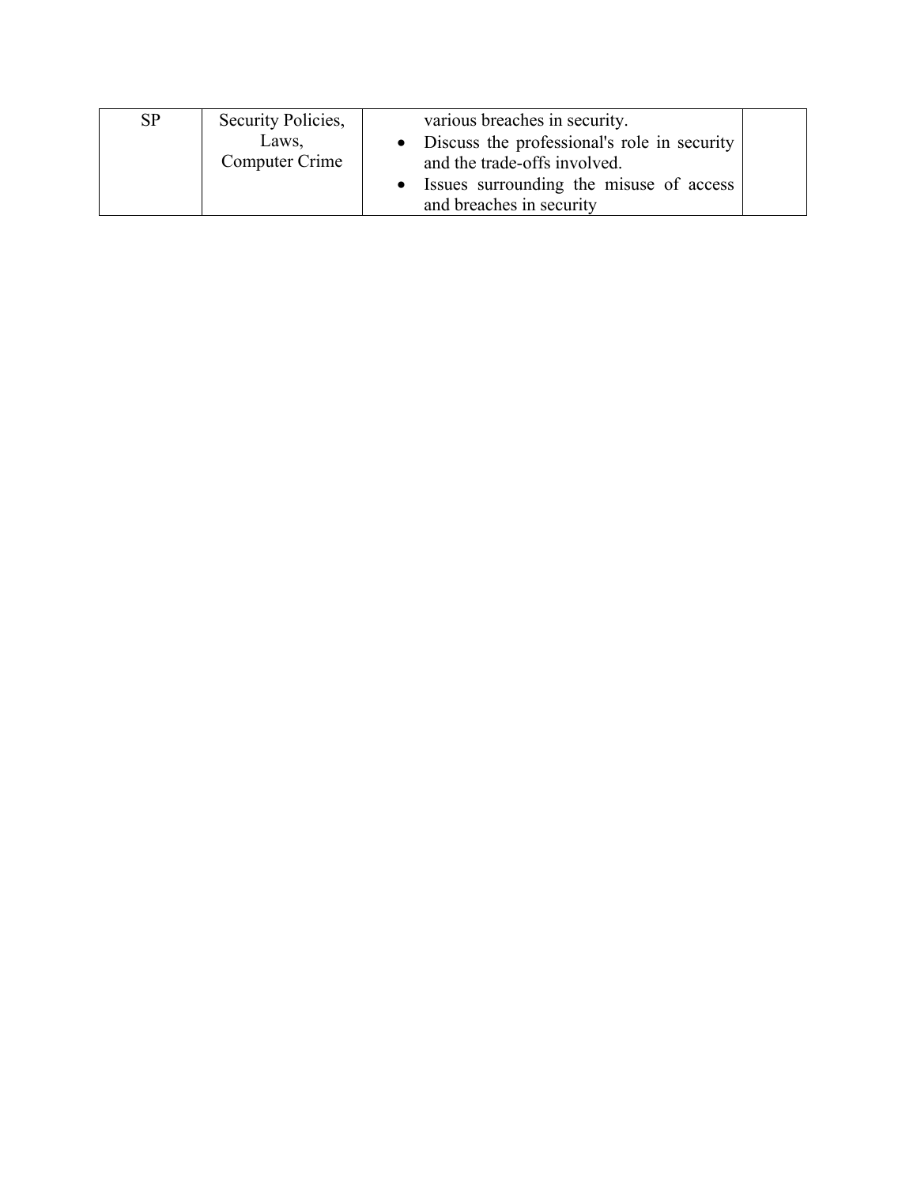| | | | |
|---|---|---|---|
| SP | Security Policies, Laws, Computer Crime | various breaches in security.<br>• Discuss the professional's role in security and the trade-offs involved.<br>• Issues surrounding the misuse of access and breaches in security | |